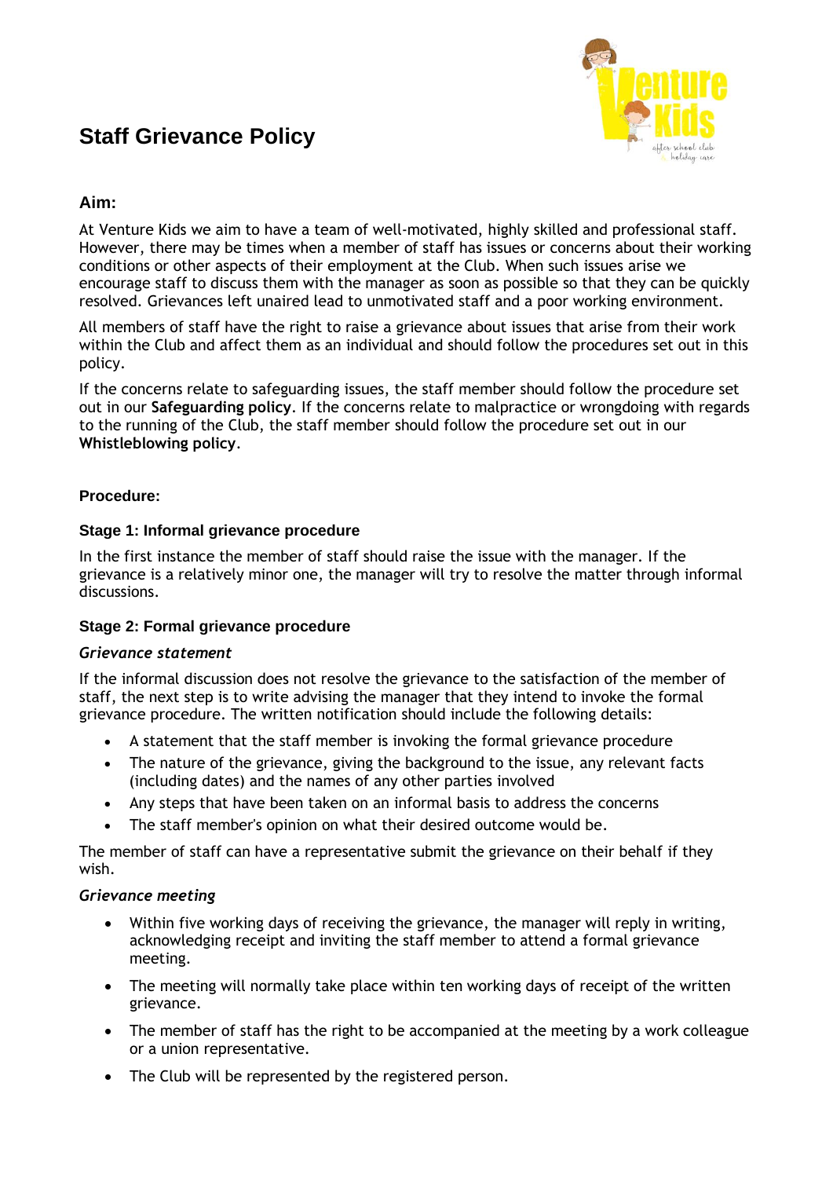# Staff Grievance Policy

## Aim:

At Venture Kids we aim to have a team of well-motivated, highly skilled and professional staff. However, there may be times when a member of staff has issues or concerns about their working conditions or other aspects of their employment at the Club. When such issues arise we encourage staff to discuss them with the manager as soon as possible so that they can be quickly resolved. Grievances left unaired lead to unmotivated staff and a poor working environment.

All members of staff have the right to raise a grievance about issues that arise from their work within the Club and affect them as an individual and should follow the procedures set out in this policy.

If the concerns relate to safeguarding issues, the staff member should follow the procedure set out in our **Safeguarding policy**. If the concerns relate to malpractice or wrongdoing with regards to the running of the Club, the staff member should follow the procedure set out in our **Whistleblowing policy**.

## Procedure:

### Stage 1: Informal grievance procedure

In the first instance the member of staff should raise the issue with the manager. If the grievance is a relatively minor one, the manager will try to resolve the matter through informal discussions.

### Stage 2: Formal grievance procedure

*Grievance statement*

If the informal discussion does not resolve the grievance to the satisfaction of the member of staff, the next step is to write advising the manager that they intend to invoke the formal grievance procedure. The written notification should include the following details:

- A statement that the staff member is invoking the formal grievance procedure
- The nature of the grievance, giving the background to the issue, any relevant facts (including dates) and the names of any other parties involved
- Any steps that have been taken on an informal basis to address the concerns
- The staff member's opinion on what their desired outcome would be.

The member of staff can have a representative submit the grievance on their behalf if they wish.

*Grievance meeting*

- Within five working days of receiving the grievance, the manager will reply in writing, acknowledging receipt and inviting the staff member to attend a formal grievance meeting.
- The meeting will normally take place within ten working days of receipt of the written grievance.
- The member of staff has the right to be accompanied at the meeting by a work colleague or a union representative.
- The Club will be represented by the registered person.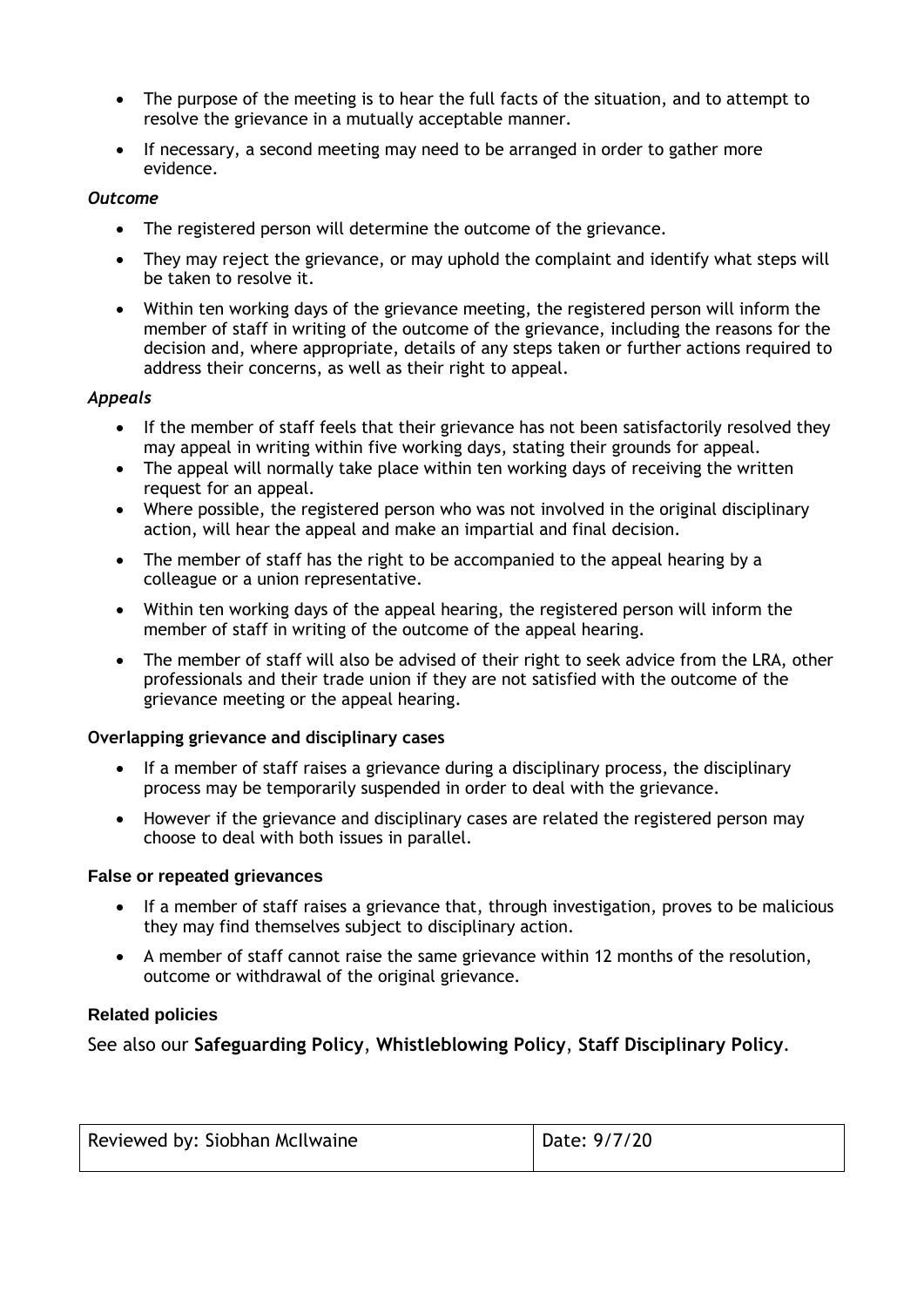- The purpose of the meeting is to hear the full facts of the situation, and to attempt to resolve the grievance in a mutually acceptable manner.
- If necessary, a second meeting may need to be arranged in order to gather more evidence.

***Outcome***

- The registered person will determine the outcome of the grievance.
- They may reject the grievance, or may uphold the complaint and identify what steps will be taken to resolve it.
- Within ten working days of the grievance meeting, the registered person will inform the member of staff in writing of the outcome of the grievance, including the reasons for the decision and, where appropriate, details of any steps taken or further actions required to address their concerns, as well as their right to appeal.

***Appeals***

- If the member of staff feels that their grievance has not been satisfactorily resolved they may appeal in writing within five working days, stating their grounds for appeal.
- The appeal will normally take place within ten working days of receiving the written request for an appeal.
- Where possible, the registered person who was not involved in the original disciplinary action, will hear the appeal and make an impartial and final decision.
- The member of staff has the right to be accompanied to the appeal hearing by a colleague or a union representative.
- Within ten working days of the appeal hearing, the registered person will inform the member of staff in writing of the outcome of the appeal hearing.
- The member of staff will also be advised of their right to seek advice from the LRA, other professionals and their trade union if they are not satisfied with the outcome of the grievance meeting or the appeal hearing.

**Overlapping grievance and disciplinary cases**

- If a member of staff raises a grievance during a disciplinary process, the disciplinary process may be temporarily suspended in order to deal with the grievance.
- However if the grievance and disciplinary cases are related the registered person may choose to deal with both issues in parallel.

**False or repeated grievances**

- If a member of staff raises a grievance that, through investigation, proves to be malicious they may find themselves subject to disciplinary action.
- A member of staff cannot raise the same grievance within 12 months of the resolution, outcome or withdrawal of the original grievance.

**Related policies**

See also our **Safeguarding Policy**, **Whistleblowing Policy**, **Staff Disciplinary Policy**.

| | |
|---|---|
| Reviewed by: Siobhan McIlwaine | Date: 9/7/20 |